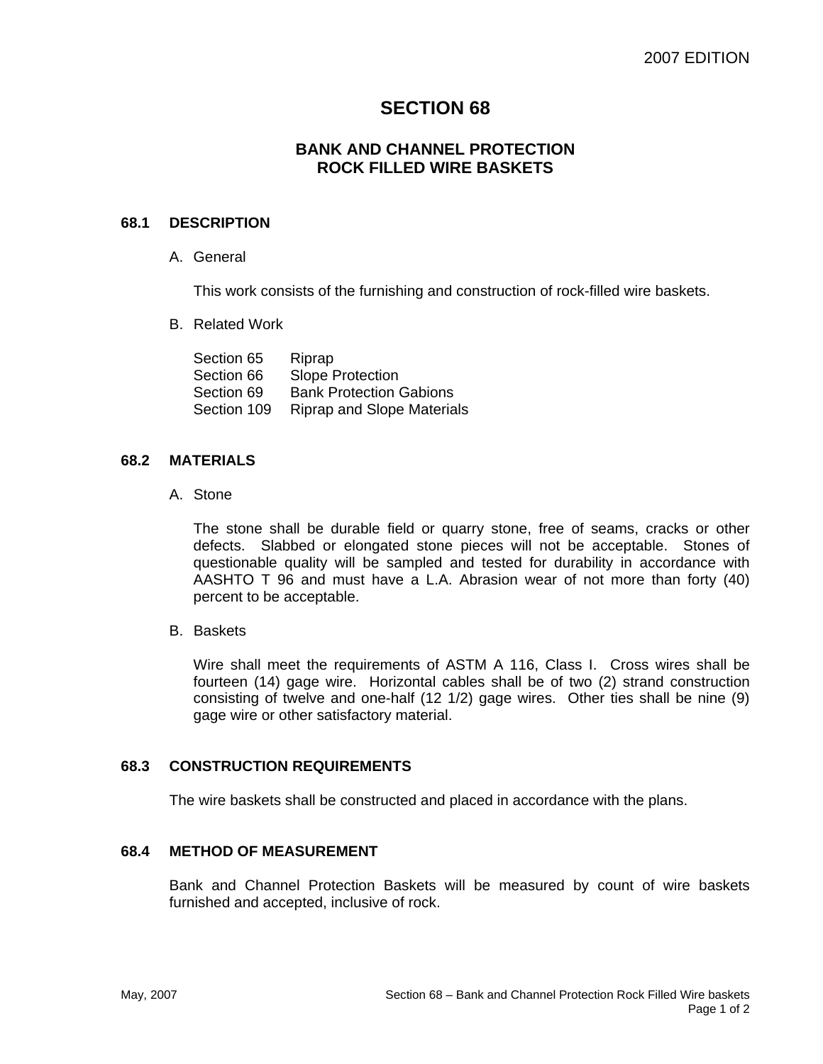2007 EDITION

# SECTION 68

## BANK AND CHANNEL PROTECTION ROCK FILLED WIRE BASKETS

### 68.1 DESCRIPTION

A. General

This work consists of the furnishing and construction of rock-filled wire baskets.

B. Related Work

| | |
|---|---|
| Section 65 | Riprap |
| Section 66 | Slope Protection |
| Section 69 | Bank Protection Gabions |
| Section 109 | Riprap and Slope Materials |

### 68.2 MATERIALS

A. Stone

The stone shall be durable field or quarry stone, free of seams, cracks or other defects. Slabbed or elongated stone pieces will not be acceptable. Stones of questionable quality will be sampled and tested for durability in accordance with AASHTO T 96 and must have a L.A. Abrasion wear of not more than forty (40) percent to be acceptable.

B. Baskets

Wire shall meet the requirements of ASTM A 116, Class I. Cross wires shall be fourteen (14) gage wire. Horizontal cables shall be of two (2) strand construction consisting of twelve and one-half (12 1/2) gage wires. Other ties shall be nine (9) gage wire or other satisfactory material.

### 68.3 CONSTRUCTION REQUIREMENTS

The wire baskets shall be constructed and placed in accordance with the plans.

### 68.4 METHOD OF MEASUREMENT

Bank and Channel Protection Baskets will be measured by count of wire baskets furnished and accepted, inclusive of rock.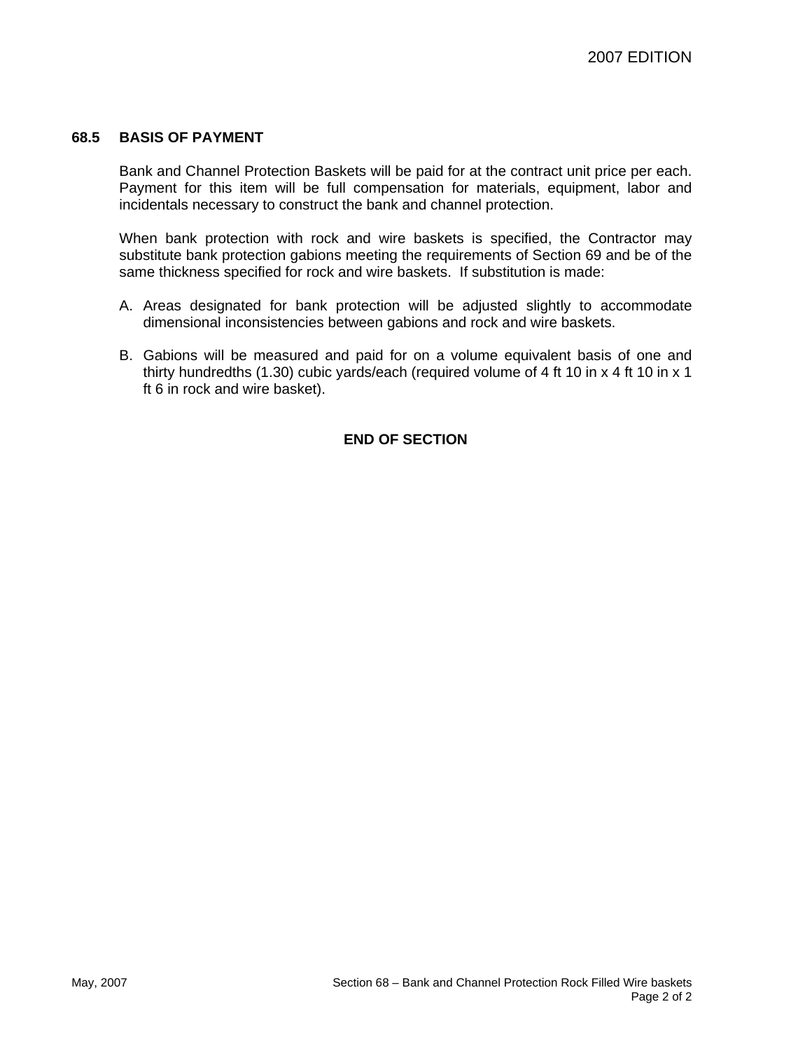## 68.5 BASIS OF PAYMENT

Bank and Channel Protection Baskets will be paid for at the contract unit price per each. Payment for this item will be full compensation for materials, equipment, labor and incidentals necessary to construct the bank and channel protection.

When bank protection with rock and wire baskets is specified, the Contractor may substitute bank protection gabions meeting the requirements of Section 69 and be of the same thickness specified for rock and wire baskets. If substitution is made:

A. Areas designated for bank protection will be adjusted slightly to accommodate dimensional inconsistencies between gabions and rock and wire baskets.

B. Gabions will be measured and paid for on a volume equivalent basis of one and thirty hundredths (1.30) cubic yards/each (required volume of 4 ft 10 in x 4 ft 10 in x 1 ft 6 in rock and wire basket).

**END OF SECTION**